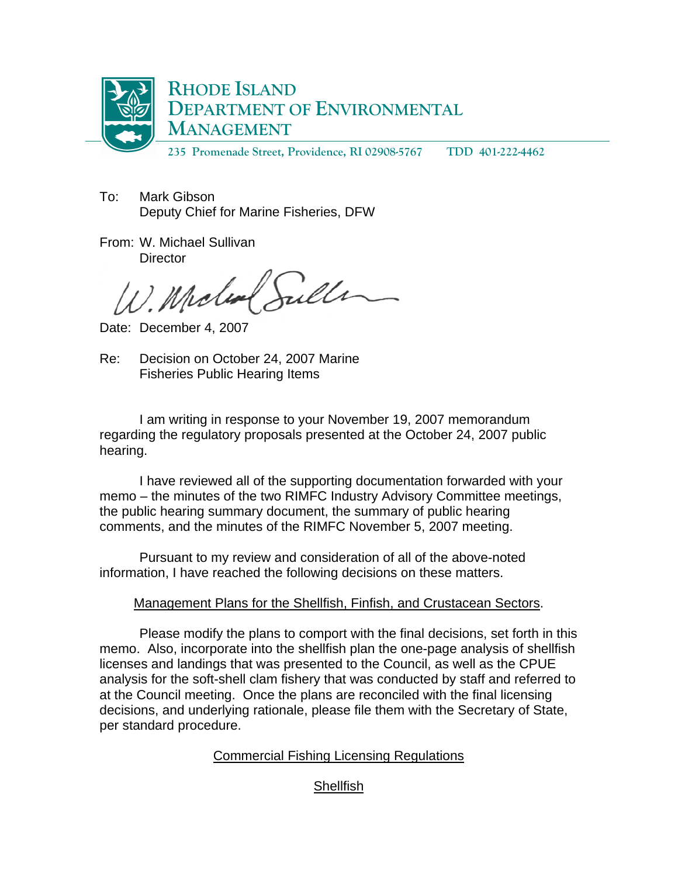**RHODE ISLAND DEPARTMENT OF ENVIRONMENTAL MANAGEMENT**

235 Promenade Street, Providence, RI 02908-5767 TDD 401-222-4462

To: Mark Gibson
Deputy Chief for Marine Fisheries, DFW

From: W. Michael Sullivan
Director

Date: December 4, 2007

Re: Decision on October 24, 2007 Marine Fisheries Public Hearing Items

I am writing in response to your November 19, 2007 memorandum regarding the regulatory proposals presented at the October 24, 2007 public hearing.

I have reviewed all of the supporting documentation forwarded with your memo – the minutes of the two RIMFC Industry Advisory Committee meetings, the public hearing summary document, the summary of public hearing comments, and the minutes of the RIMFC November 5, 2007 meeting.

Pursuant to my review and consideration of all of the above-noted information, I have reached the following decisions on these matters.

<u>Management Plans for the Shellfish, Finfish, and Crustacean Sectors</u>.

Please modify the plans to comport with the final decisions, set forth in this memo. Also, incorporate into the shellfish plan the one-page analysis of shellfish licenses and landings that was presented to the Council, as well as the CPUE analysis for the soft-shell clam fishery that was conducted by staff and referred to at the Council meeting. Once the plans are reconciled with the final licensing decisions, and underlying rationale, please file them with the Secretary of State, per standard procedure.

<u>Commercial Fishing Licensing Regulations</u>

<u>Shellfish</u>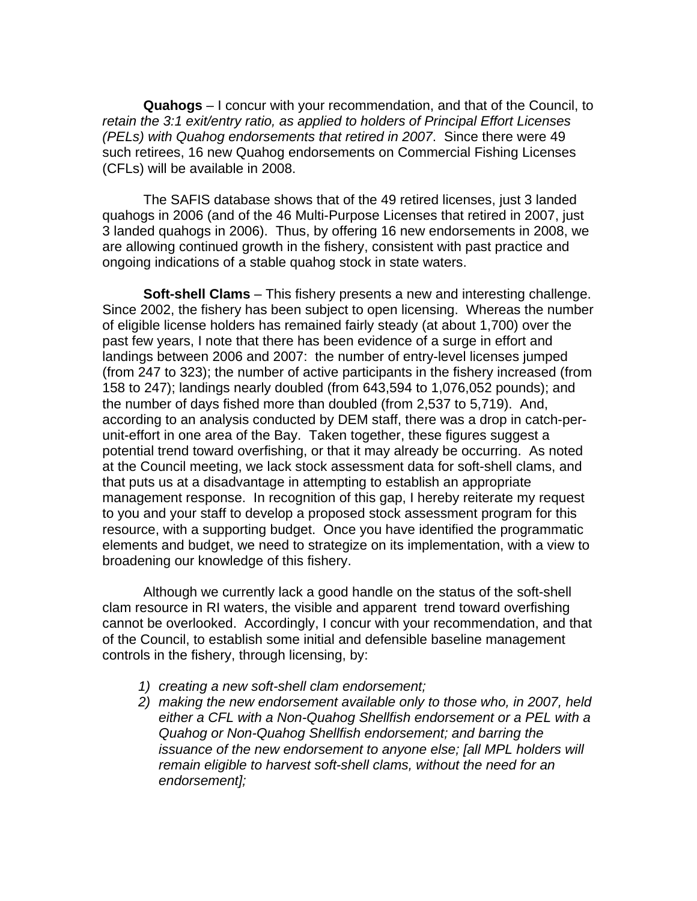**Quahogs** – I concur with your recommendation, and that of the Council, to *retain the 3:1 exit/entry ratio, as applied to holders of Principal Effort Licenses (PELs) with Quahog endorsements that retired in 2007*. Since there were 49 such retirees, 16 new Quahog endorsements on Commercial Fishing Licenses (CFLs) will be available in 2008.

The SAFIS database shows that of the 49 retired licenses, just 3 landed quahogs in 2006 (and of the 46 Multi-Purpose Licenses that retired in 2007, just 3 landed quahogs in 2006). Thus, by offering 16 new endorsements in 2008, we are allowing continued growth in the fishery, consistent with past practice and ongoing indications of a stable quahog stock in state waters.

**Soft-shell Clams** – This fishery presents a new and interesting challenge. Since 2002, the fishery has been subject to open licensing. Whereas the number of eligible license holders has remained fairly steady (at about 1,700) over the past few years, I note that there has been evidence of a surge in effort and landings between 2006 and 2007: the number of entry-level licenses jumped (from 247 to 323); the number of active participants in the fishery increased (from 158 to 247); landings nearly doubled (from 643,594 to 1,076,052 pounds); and the number of days fished more than doubled (from 2,537 to 5,719). And, according to an analysis conducted by DEM staff, there was a drop in catch-per-unit-effort in one area of the Bay. Taken together, these figures suggest a potential trend toward overfishing, or that it may already be occurring. As noted at the Council meeting, we lack stock assessment data for soft-shell clams, and that puts us at a disadvantage in attempting to establish an appropriate management response. In recognition of this gap, I hereby reiterate my request to you and your staff to develop a proposed stock assessment program for this resource, with a supporting budget. Once you have identified the programmatic elements and budget, we need to strategize on its implementation, with a view to broadening our knowledge of this fishery.

Although we currently lack a good handle on the status of the soft-shell clam resource in RI waters, the visible and apparent trend toward overfishing cannot be overlooked. Accordingly, I concur with your recommendation, and that of the Council, to establish some initial and defensible baseline management controls in the fishery, through licensing, by:

1) *creating a new soft-shell clam endorsement;*
2) *making the new endorsement available only to those who, in 2007, held either a CFL with a Non-Quahog Shellfish endorsement or a PEL with a Quahog or Non-Quahog Shellfish endorsement; and barring the issuance of the new endorsement to anyone else; [all MPL holders will remain eligible to harvest soft-shell clams, without the need for an endorsement];*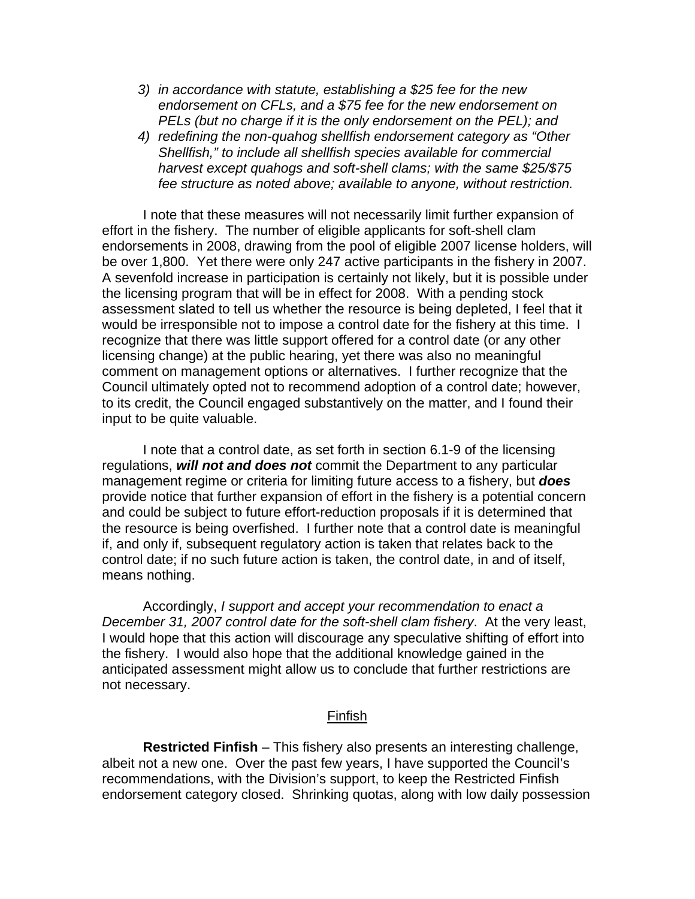3) *in accordance with statute, establishing a $25 fee for the new endorsement on CFLs, and a $75 fee for the new endorsement on PELs (but no charge if it is the only endorsement on the PEL); and*
4) *redefining the non-quahog shellfish endorsement category as "Other Shellfish," to include all shellfish species available for commercial harvest except quahogs and soft-shell clams; with the same $25/$75 fee structure as noted above; available to anyone, without restriction.*

I note that these measures will not necessarily limit further expansion of effort in the fishery. The number of eligible applicants for soft-shell clam endorsements in 2008, drawing from the pool of eligible 2007 license holders, will be over 1,800. Yet there were only 247 active participants in the fishery in 2007. A sevenfold increase in participation is certainly not likely, but it is possible under the licensing program that will be in effect for 2008. With a pending stock assessment slated to tell us whether the resource is being depleted, I feel that it would be irresponsible not to impose a control date for the fishery at this time. I recognize that there was little support offered for a control date (or any other licensing change) at the public hearing, yet there was also no meaningful comment on management options or alternatives. I further recognize that the Council ultimately opted not to recommend adoption of a control date; however, to its credit, the Council engaged substantively on the matter, and I found their input to be quite valuable.

I note that a control date, as set forth in section 6.1-9 of the licensing regulations, ***will not and does not*** commit the Department to any particular management regime or criteria for limiting future access to a fishery, but ***does*** provide notice that further expansion of effort in the fishery is a potential concern and could be subject to future effort-reduction proposals if it is determined that the resource is being overfished. I further note that a control date is meaningful if, and only if, subsequent regulatory action is taken that relates back to the control date; if no such future action is taken, the control date, in and of itself, means nothing.

Accordingly, *I support and accept your recommendation to enact a December 31, 2007 control date for the soft-shell clam fishery*. At the very least, I would hope that this action will discourage any speculative shifting of effort into the fishery. I would also hope that the additional knowledge gained in the anticipated assessment might allow us to conclude that further restrictions are not necessary.

## Finfish

**Restricted Finfish** – This fishery also presents an interesting challenge, albeit not a new one. Over the past few years, I have supported the Council's recommendations, with the Division's support, to keep the Restricted Finfish endorsement category closed. Shrinking quotas, along with low daily possession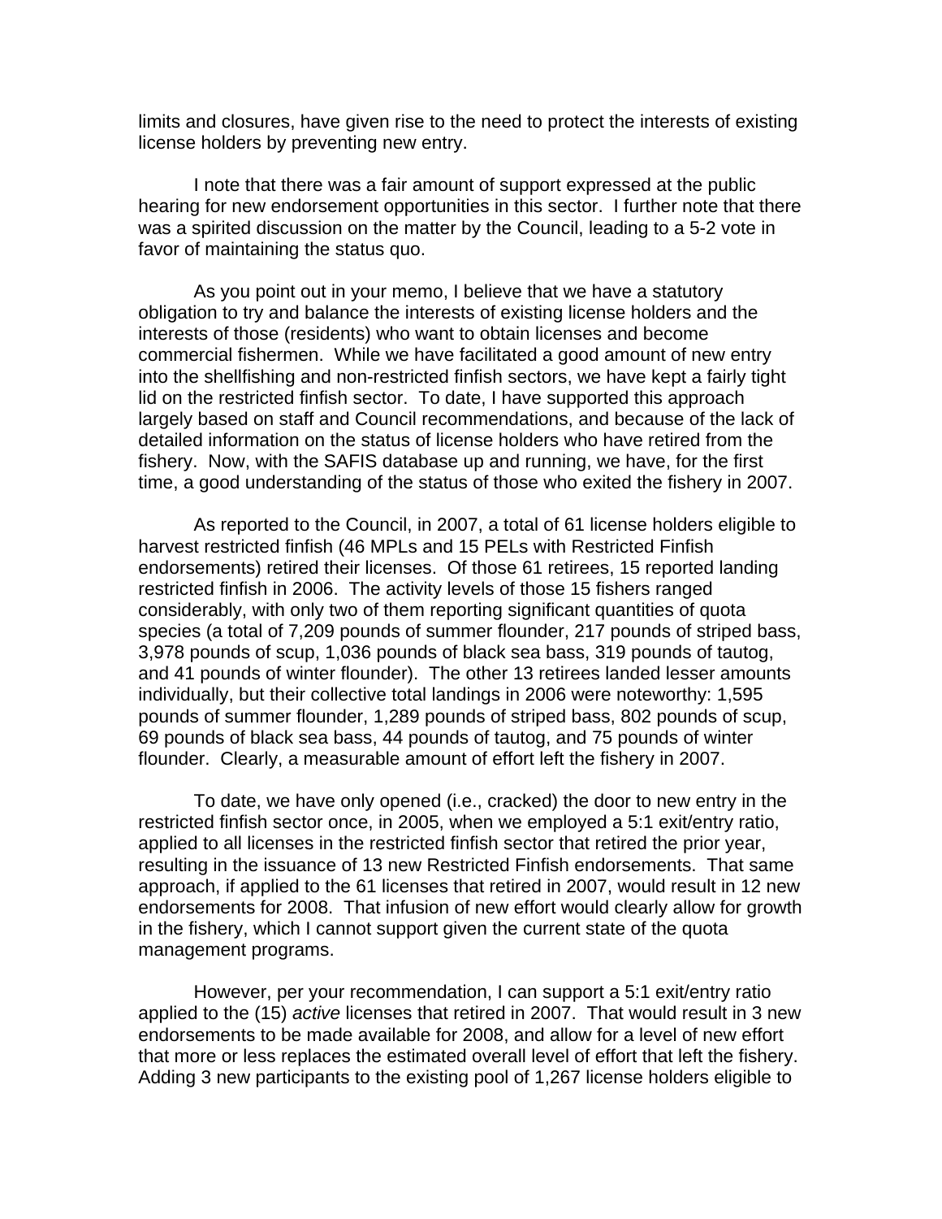limits and closures, have given rise to the need to protect the interests of existing license holders by preventing new entry.

I note that there was a fair amount of support expressed at the public hearing for new endorsement opportunities in this sector. I further note that there was a spirited discussion on the matter by the Council, leading to a 5-2 vote in favor of maintaining the status quo.

As you point out in your memo, I believe that we have a statutory obligation to try and balance the interests of existing license holders and the interests of those (residents) who want to obtain licenses and become commercial fishermen. While we have facilitated a good amount of new entry into the shellfishing and non-restricted finfish sectors, we have kept a fairly tight lid on the restricted finfish sector. To date, I have supported this approach largely based on staff and Council recommendations, and because of the lack of detailed information on the status of license holders who have retired from the fishery. Now, with the SAFIS database up and running, we have, for the first time, a good understanding of the status of those who exited the fishery in 2007.

As reported to the Council, in 2007, a total of 61 license holders eligible to harvest restricted finfish (46 MPLs and 15 PELs with Restricted Finfish endorsements) retired their licenses. Of those 61 retirees, 15 reported landing restricted finfish in 2006. The activity levels of those 15 fishers ranged considerably, with only two of them reporting significant quantities of quota species (a total of 7,209 pounds of summer flounder, 217 pounds of striped bass, 3,978 pounds of scup, 1,036 pounds of black sea bass, 319 pounds of tautog, and 41 pounds of winter flounder). The other 13 retirees landed lesser amounts individually, but their collective total landings in 2006 were noteworthy: 1,595 pounds of summer flounder, 1,289 pounds of striped bass, 802 pounds of scup, 69 pounds of black sea bass, 44 pounds of tautog, and 75 pounds of winter flounder. Clearly, a measurable amount of effort left the fishery in 2007.

To date, we have only opened (i.e., cracked) the door to new entry in the restricted finfish sector once, in 2005, when we employed a 5:1 exit/entry ratio, applied to all licenses in the restricted finfish sector that retired the prior year, resulting in the issuance of 13 new Restricted Finfish endorsements. That same approach, if applied to the 61 licenses that retired in 2007, would result in 12 new endorsements for 2008. That infusion of new effort would clearly allow for growth in the fishery, which I cannot support given the current state of the quota management programs.

However, per your recommendation, I can support a 5:1 exit/entry ratio applied to the (15) *active* licenses that retired in 2007. That would result in 3 new endorsements to be made available for 2008, and allow for a level of new effort that more or less replaces the estimated overall level of effort that left the fishery. Adding 3 new participants to the existing pool of 1,267 license holders eligible to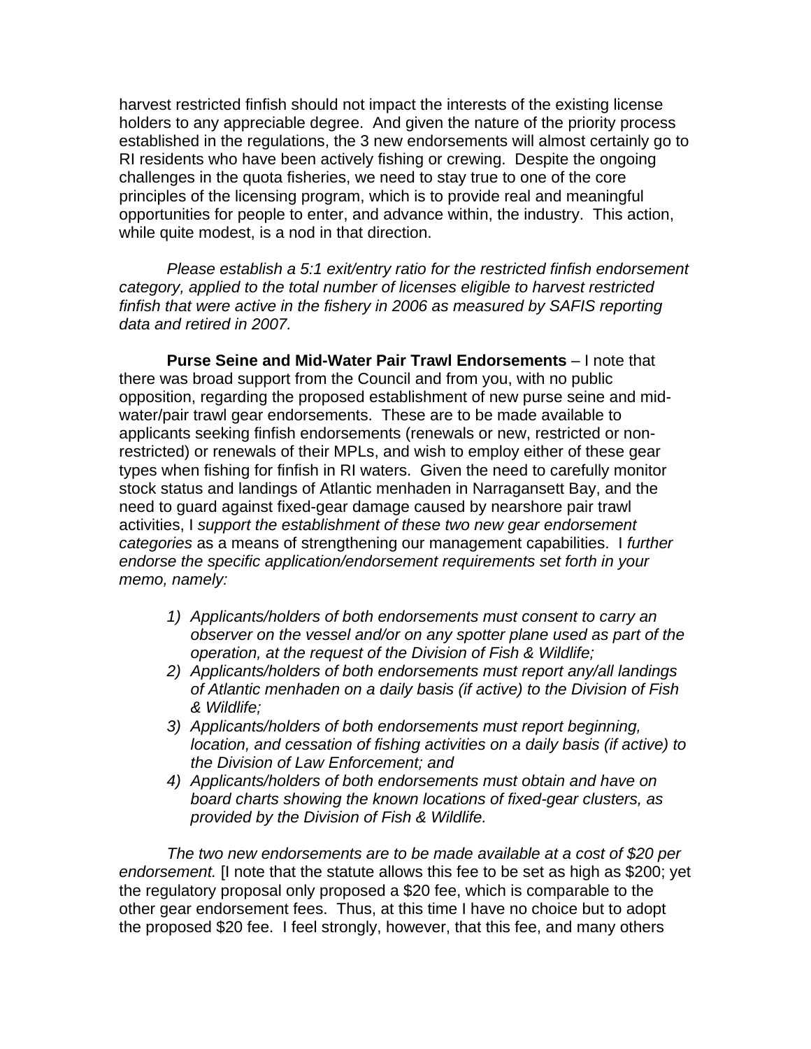harvest restricted finfish should not impact the interests of the existing license holders to any appreciable degree. And given the nature of the priority process established in the regulations, the 3 new endorsements will almost certainly go to RI residents who have been actively fishing or crewing. Despite the ongoing challenges in the quota fisheries, we need to stay true to one of the core principles of the licensing program, which is to provide real and meaningful opportunities for people to enter, and advance within, the industry. This action, while quite modest, is a nod in that direction.

*Please establish a 5:1 exit/entry ratio for the restricted finfish endorsement category, applied to the total number of licenses eligible to harvest restricted finfish that were active in the fishery in 2006 as measured by SAFIS reporting data and retired in 2007.*

**Purse Seine and Mid-Water Pair Trawl Endorsements** – I note that there was broad support from the Council and from you, with no public opposition, regarding the proposed establishment of new purse seine and mid-water/pair trawl gear endorsements. These are to be made available to applicants seeking finfish endorsements (renewals or new, restricted or non-restricted) or renewals of their MPLs, and wish to employ either of these gear types when fishing for finfish in RI waters. Given the need to carefully monitor stock status and landings of Atlantic menhaden in Narragansett Bay, and the need to guard against fixed-gear damage caused by nearshore pair trawl activities, I *support the establishment of these two new gear endorsement categories* as a means of strengthening our management capabilities. I *further endorse the specific application/endorsement requirements set forth in your memo, namely:*

1) *Applicants/holders of both endorsements must consent to carry an observer on the vessel and/or on any spotter plane used as part of the operation, at the request of the Division of Fish & Wildlife;*
2) *Applicants/holders of both endorsements must report any/all landings of Atlantic menhaden on a daily basis (if active) to the Division of Fish & Wildlife;*
3) *Applicants/holders of both endorsements must report beginning, location, and cessation of fishing activities on a daily basis (if active) to the Division of Law Enforcement; and*
4) *Applicants/holders of both endorsements must obtain and have on board charts showing the known locations of fixed-gear clusters, as provided by the Division of Fish & Wildlife.*

*The two new endorsements are to be made available at a cost of $20 per endorsement.* [I note that the statute allows this fee to be set as high as $200; yet the regulatory proposal only proposed a $20 fee, which is comparable to the other gear endorsement fees. Thus, at this time I have no choice but to adopt the proposed $20 fee. I feel strongly, however, that this fee, and many others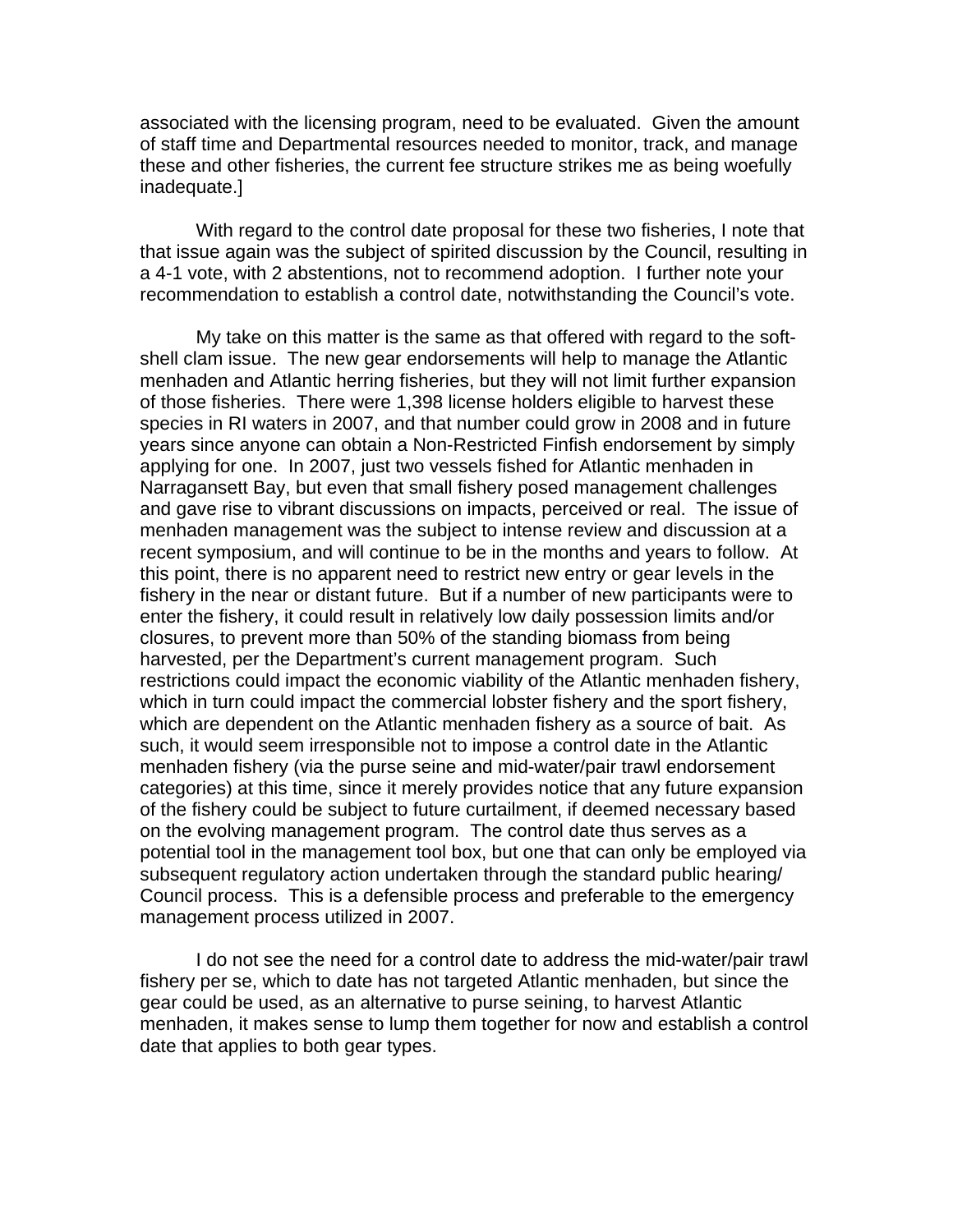associated with the licensing program, need to be evaluated. Given the amount of staff time and Departmental resources needed to monitor, track, and manage these and other fisheries, the current fee structure strikes me as being woefully inadequate.]

With regard to the control date proposal for these two fisheries, I note that that issue again was the subject of spirited discussion by the Council, resulting in a 4-1 vote, with 2 abstentions, not to recommend adoption. I further note your recommendation to establish a control date, notwithstanding the Council's vote.

My take on this matter is the same as that offered with regard to the soft-shell clam issue. The new gear endorsements will help to manage the Atlantic menhaden and Atlantic herring fisheries, but they will not limit further expansion of those fisheries. There were 1,398 license holders eligible to harvest these species in RI waters in 2007, and that number could grow in 2008 and in future years since anyone can obtain a Non-Restricted Finfish endorsement by simply applying for one. In 2007, just two vessels fished for Atlantic menhaden in Narragansett Bay, but even that small fishery posed management challenges and gave rise to vibrant discussions on impacts, perceived or real. The issue of menhaden management was the subject to intense review and discussion at a recent symposium, and will continue to be in the months and years to follow. At this point, there is no apparent need to restrict new entry or gear levels in the fishery in the near or distant future. But if a number of new participants were to enter the fishery, it could result in relatively low daily possession limits and/or closures, to prevent more than 50% of the standing biomass from being harvested, per the Department's current management program. Such restrictions could impact the economic viability of the Atlantic menhaden fishery, which in turn could impact the commercial lobster fishery and the sport fishery, which are dependent on the Atlantic menhaden fishery as a source of bait. As such, it would seem irresponsible not to impose a control date in the Atlantic menhaden fishery (via the purse seine and mid-water/pair trawl endorsement categories) at this time, since it merely provides notice that any future expansion of the fishery could be subject to future curtailment, if deemed necessary based on the evolving management program. The control date thus serves as a potential tool in the management tool box, but one that can only be employed via subsequent regulatory action undertaken through the standard public hearing/ Council process. This is a defensible process and preferable to the emergency management process utilized in 2007.

I do not see the need for a control date to address the mid-water/pair trawl fishery per se, which to date has not targeted Atlantic menhaden, but since the gear could be used, as an alternative to purse seining, to harvest Atlantic menhaden, it makes sense to lump them together for now and establish a control date that applies to both gear types.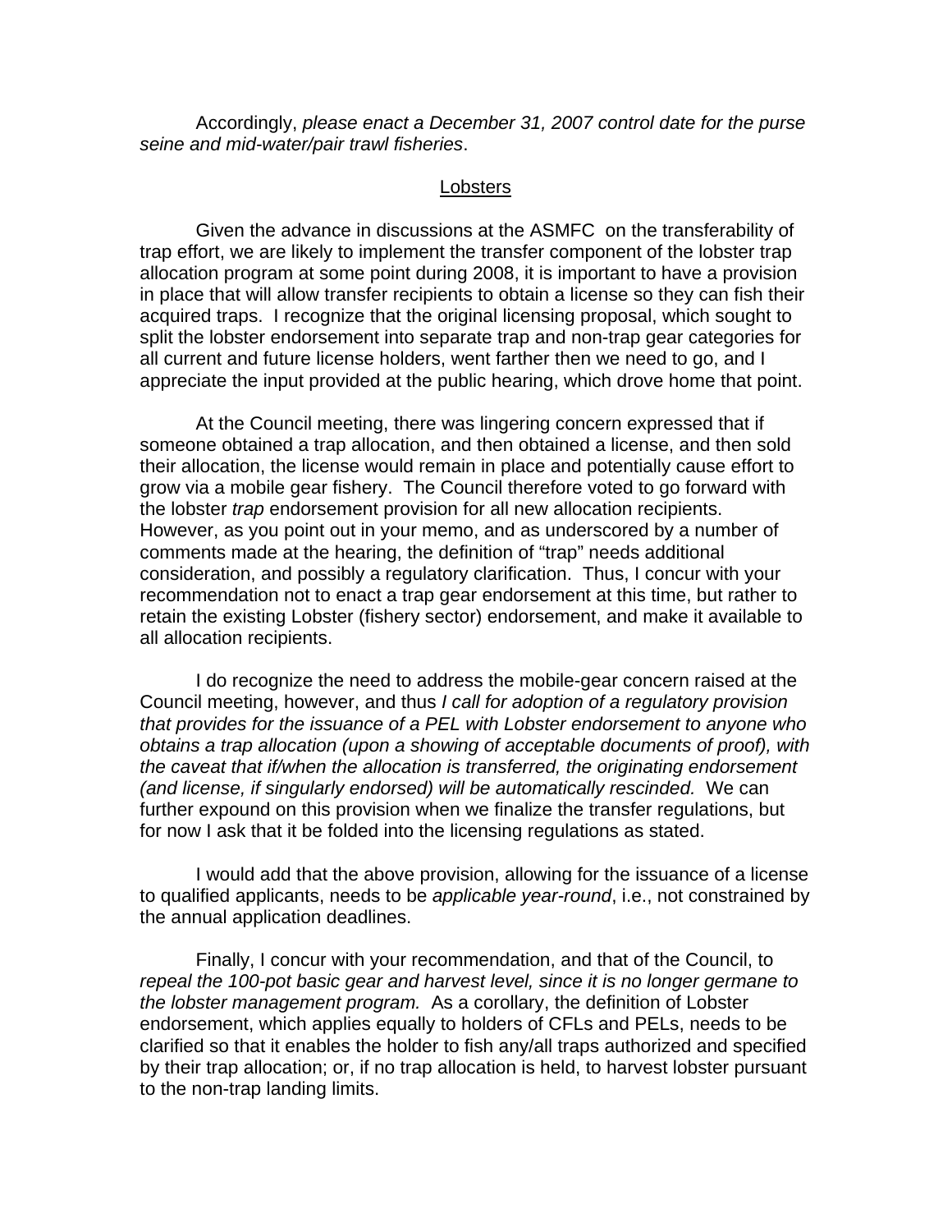Accordingly, *please enact a December 31, 2007 control date for the purse seine and mid-water/pair trawl fisheries*.

## Lobsters

Given the advance in discussions at the ASMFC on the transferability of trap effort, we are likely to implement the transfer component of the lobster trap allocation program at some point during 2008, it is important to have a provision in place that will allow transfer recipients to obtain a license so they can fish their acquired traps. I recognize that the original licensing proposal, which sought to split the lobster endorsement into separate trap and non-trap gear categories for all current and future license holders, went farther then we need to go, and I appreciate the input provided at the public hearing, which drove home that point.

At the Council meeting, there was lingering concern expressed that if someone obtained a trap allocation, and then obtained a license, and then sold their allocation, the license would remain in place and potentially cause effort to grow via a mobile gear fishery. The Council therefore voted to go forward with the lobster *trap* endorsement provision for all new allocation recipients. However, as you point out in your memo, and as underscored by a number of comments made at the hearing, the definition of "trap" needs additional consideration, and possibly a regulatory clarification. Thus, I concur with your recommendation not to enact a trap gear endorsement at this time, but rather to retain the existing Lobster (fishery sector) endorsement, and make it available to all allocation recipients.

I do recognize the need to address the mobile-gear concern raised at the Council meeting, however, and thus *I call for adoption of a regulatory provision that provides for the issuance of a PEL with Lobster endorsement to anyone who obtains a trap allocation (upon a showing of acceptable documents of proof), with the caveat that if/when the allocation is transferred, the originating endorsement (and license, if singularly endorsed) will be automatically rescinded.* We can further expound on this provision when we finalize the transfer regulations, but for now I ask that it be folded into the licensing regulations as stated.

I would add that the above provision, allowing for the issuance of a license to qualified applicants, needs to be *applicable year-round*, i.e., not constrained by the annual application deadlines.

Finally, I concur with your recommendation, and that of the Council, to *repeal the 100-pot basic gear and harvest level, since it is no longer germane to the lobster management program.* As a corollary, the definition of Lobster endorsement, which applies equally to holders of CFLs and PELs, needs to be clarified so that it enables the holder to fish any/all traps authorized and specified by their trap allocation; or, if no trap allocation is held, to harvest lobster pursuant to the non-trap landing limits.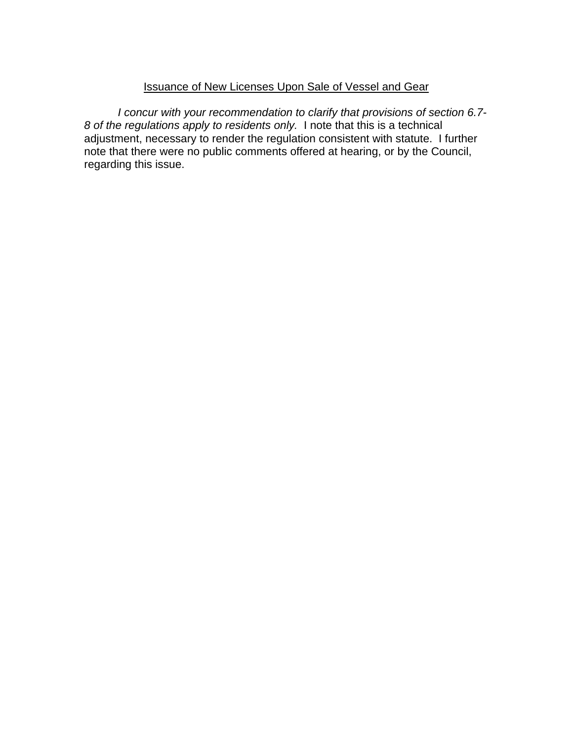<u>Issuance of New Licenses Upon Sale of Vessel and Gear</u>

*I concur with your recommendation to clarify that provisions of section 6.7-8 of the regulations apply to residents only.* I note that this is a technical adjustment, necessary to render the regulation consistent with statute. I further note that there were no public comments offered at hearing, or by the Council, regarding this issue.